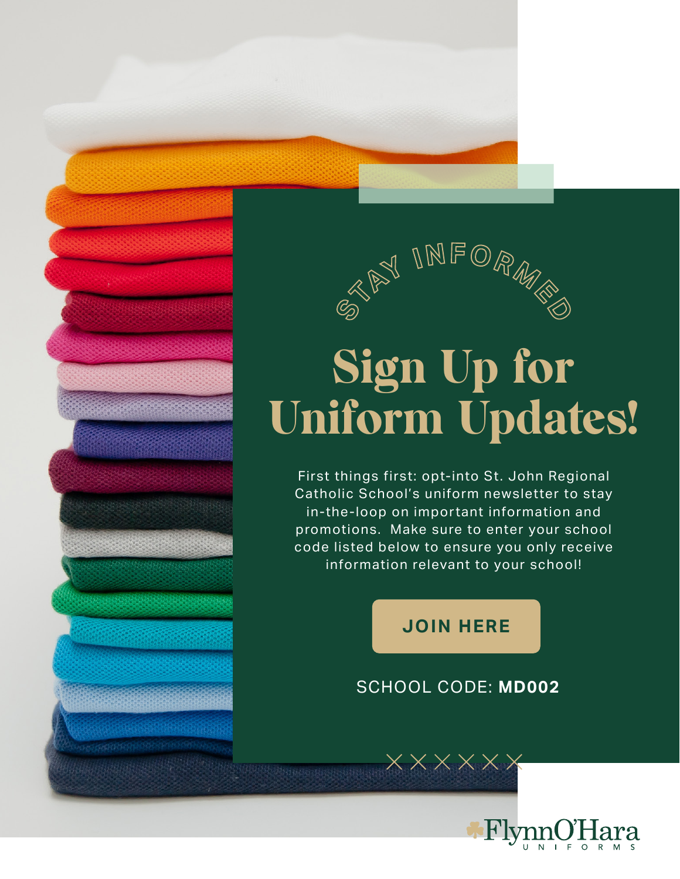STAY INFORMED

# Sign Up for Uniform Updates!

First things first: opt-into St. John Regional Catholic School's uniform newsletter to stay in-the-loop on important information and promotions. Make sure to enter your school code listed below to ensure you only receive information relevant to your school!

**JOIN HERE**

SCHOOL CODE: **MD002**

FlynnO'Hara UNIFORMS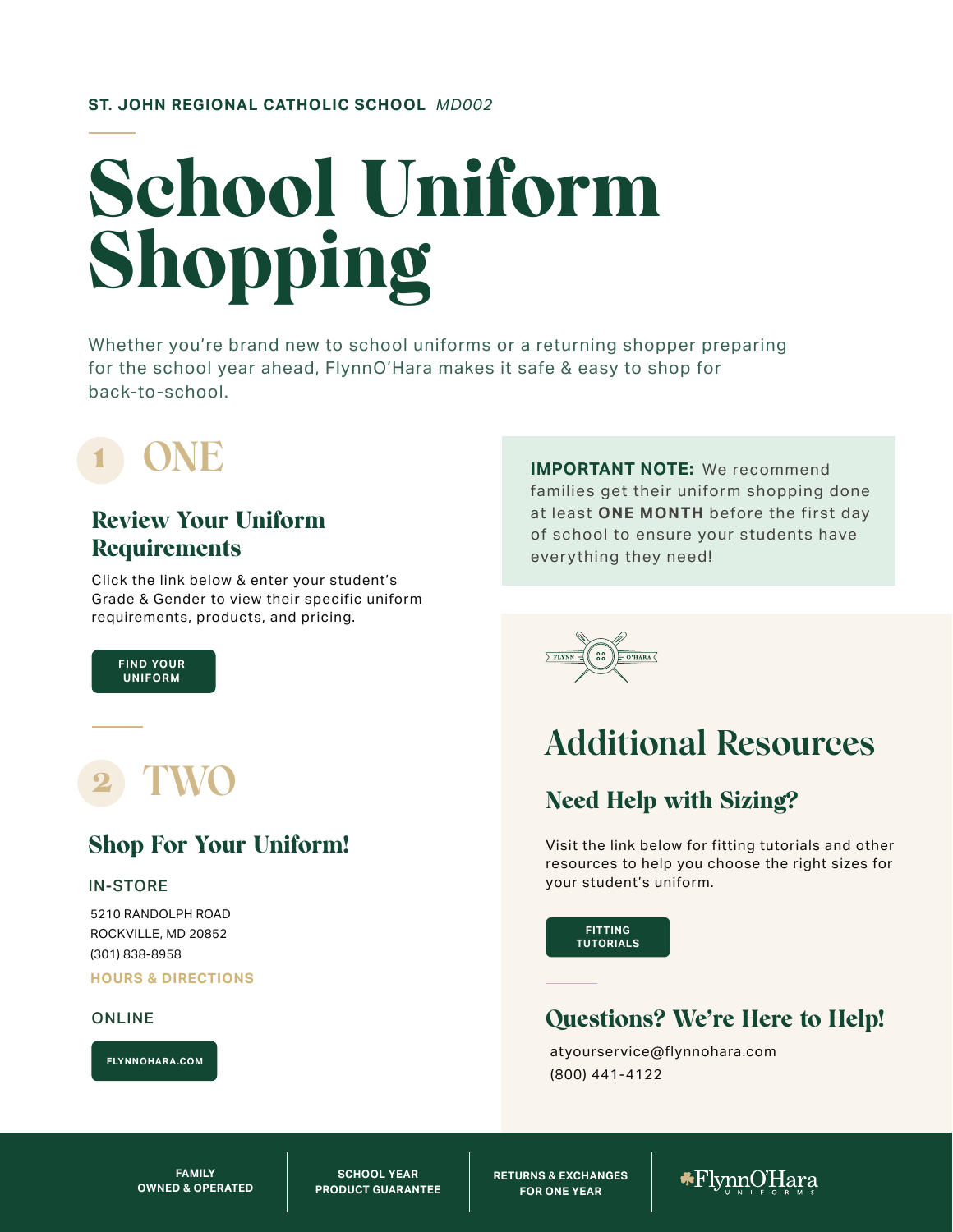**ST. JOHN REGIONAL CATHOLIC SCHOOL** *MD002*

# School Uniform Shopping

Whether you're brand new to school uniforms or a returning shopper preparing for the school year ahead, FlynnO'Hara makes it safe & easy to shop for back-to-school.

## 1 ONE

### Review Your Uniform Requirements

Click the link below & enter your student's Grade & Gender to view their specific uniform requirements, products, and pricing.

**FIND YOUR UNIFORM**

## 2 TWO

### Shop For Your Uniform!

**IN-STORE**

5210 RANDOLPH ROAD
ROCKVILLE, MD 20852
(301) 838-8958

**HOURS & DIRECTIONS**

**ONLINE**

**FLYNNOHARA.COM**

**IMPORTANT NOTE:** We recommend families get their uniform shopping done at least **ONE MONTH** before the first day of school to ensure your students have everything they need!

## Additional Resources

### Need Help with Sizing?

Visit the link below for fitting tutorials and other resources to help you choose the right sizes for your student's uniform.

**FITTING TUTORIALS**

### Questions? We're Here to Help!

atyourservice@flynnohara.com
(800) 441-4122

FAMILY OWNED & OPERATED | SCHOOL YEAR PRODUCT GUARANTEE | RETURNS & EXCHANGES FOR ONE YEAR | FlynnO'Hara UNIFORMS